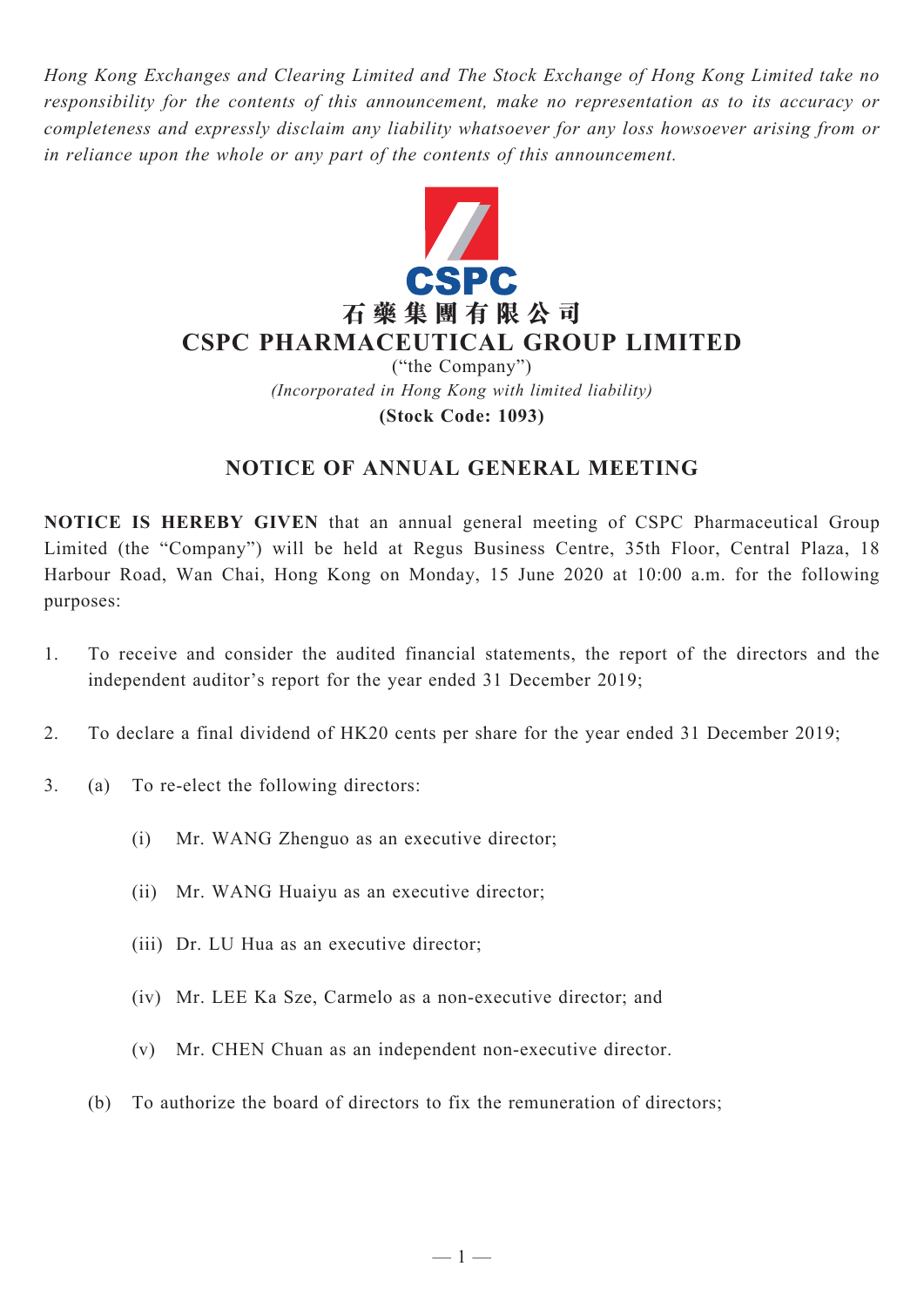*Hong Kong Exchanges and Clearing Limited and The Stock Exchange of Hong Kong Limited take no responsibility for the contents of this announcement, make no representation as to its accuracy or completeness and expressly disclaim any liability whatsoever for any loss howsoever arising from or in reliance upon the whole or any part of the contents of this announcement.*

**CSPC**

**石藥集團有限公司**

# CSPC PHARMACEUTICAL GROUP LIMITED

("the Company")

*(Incorporated in Hong Kong with limited liability)*

**(Stock Code: 1093)**

## NOTICE OF ANNUAL GENERAL MEETING

**NOTICE IS HEREBY GIVEN** that an annual general meeting of CSPC Pharmaceutical Group Limited (the "Company") will be held at Regus Business Centre, 35th Floor, Central Plaza, 18 Harbour Road, Wan Chai, Hong Kong on Monday, 15 June 2020 at 10:00 a.m. for the following purposes:

1. To receive and consider the audited financial statements, the report of the directors and the independent auditor's report for the year ended 31 December 2019;

2. To declare a final dividend of HK20 cents per share for the year ended 31 December 2019;

3. (a) To re-elect the following directors:

   (i) Mr. WANG Zhenguo as an executive director;

   (ii) Mr. WANG Huaiyu as an executive director;

   (iii) Dr. LU Hua as an executive director;

   (iv) Mr. LEE Ka Sze, Carmelo as a non-executive director; and

   (v) Mr. CHEN Chuan as an independent non-executive director.

   (b) To authorize the board of directors to fix the remuneration of directors;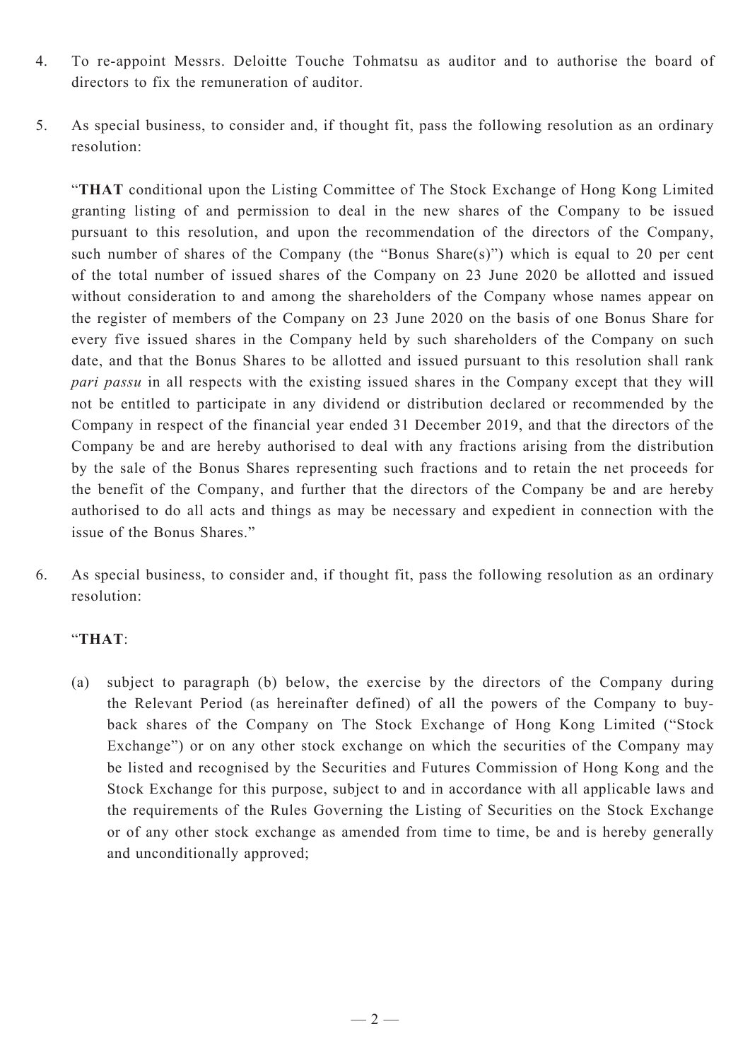4. To re-appoint Messrs. Deloitte Touche Tohmatsu as auditor and to authorise the board of directors to fix the remuneration of auditor.

5. As special business, to consider and, if thought fit, pass the following resolution as an ordinary resolution:

   "**THAT** conditional upon the Listing Committee of The Stock Exchange of Hong Kong Limited granting listing of and permission to deal in the new shares of the Company to be issued pursuant to this resolution, and upon the recommendation of the directors of the Company, such number of shares of the Company (the "Bonus Share(s)") which is equal to 20 per cent of the total number of issued shares of the Company on 23 June 2020 be allotted and issued without consideration to and among the shareholders of the Company whose names appear on the register of members of the Company on 23 June 2020 on the basis of one Bonus Share for every five issued shares in the Company held by such shareholders of the Company on such date, and that the Bonus Shares to be allotted and issued pursuant to this resolution shall rank *pari passu* in all respects with the existing issued shares in the Company except that they will not be entitled to participate in any dividend or distribution declared or recommended by the Company in respect of the financial year ended 31 December 2019, and that the directors of the Company be and are hereby authorised to deal with any fractions arising from the distribution by the sale of the Bonus Shares representing such fractions and to retain the net proceeds for the benefit of the Company, and further that the directors of the Company be and are hereby authorised to do all acts and things as may be necessary and expedient in connection with the issue of the Bonus Shares."

6. As special business, to consider and, if thought fit, pass the following resolution as an ordinary resolution:

   "**THAT**:

   (a) subject to paragraph (b) below, the exercise by the directors of the Company during the Relevant Period (as hereinafter defined) of all the powers of the Company to buy-back shares of the Company on The Stock Exchange of Hong Kong Limited ("Stock Exchange") or on any other stock exchange on which the securities of the Company may be listed and recognised by the Securities and Futures Commission of Hong Kong and the Stock Exchange for this purpose, subject to and in accordance with all applicable laws and the requirements of the Rules Governing the Listing of Securities on the Stock Exchange or of any other stock exchange as amended from time to time, be and is hereby generally and unconditionally approved;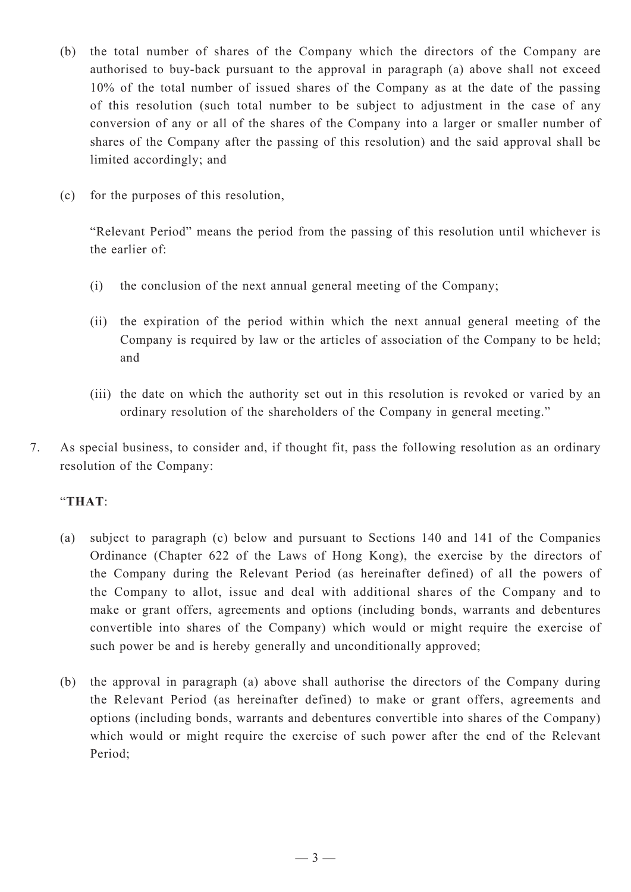(b) the total number of shares of the Company which the directors of the Company are authorised to buy-back pursuant to the approval in paragraph (a) above shall not exceed 10% of the total number of issued shares of the Company as at the date of the passing of this resolution (such total number to be subject to adjustment in the case of any conversion of any or all of the shares of the Company into a larger or smaller number of shares of the Company after the passing of this resolution) and the said approval shall be limited accordingly; and

(c) for the purposes of this resolution,

"Relevant Period" means the period from the passing of this resolution until whichever is the earlier of:

(i) the conclusion of the next annual general meeting of the Company;

(ii) the expiration of the period within which the next annual general meeting of the Company is required by law or the articles of association of the Company to be held; and

(iii) the date on which the authority set out in this resolution is revoked or varied by an ordinary resolution of the shareholders of the Company in general meeting."

7. As special business, to consider and, if thought fit, pass the following resolution as an ordinary resolution of the Company:

"**THAT**:

(a) subject to paragraph (c) below and pursuant to Sections 140 and 141 of the Companies Ordinance (Chapter 622 of the Laws of Hong Kong), the exercise by the directors of the Company during the Relevant Period (as hereinafter defined) of all the powers of the Company to allot, issue and deal with additional shares of the Company and to make or grant offers, agreements and options (including bonds, warrants and debentures convertible into shares of the Company) which would or might require the exercise of such power be and is hereby generally and unconditionally approved;

(b) the approval in paragraph (a) above shall authorise the directors of the Company during the Relevant Period (as hereinafter defined) to make or grant offers, agreements and options (including bonds, warrants and debentures convertible into shares of the Company) which would or might require the exercise of such power after the end of the Relevant Period;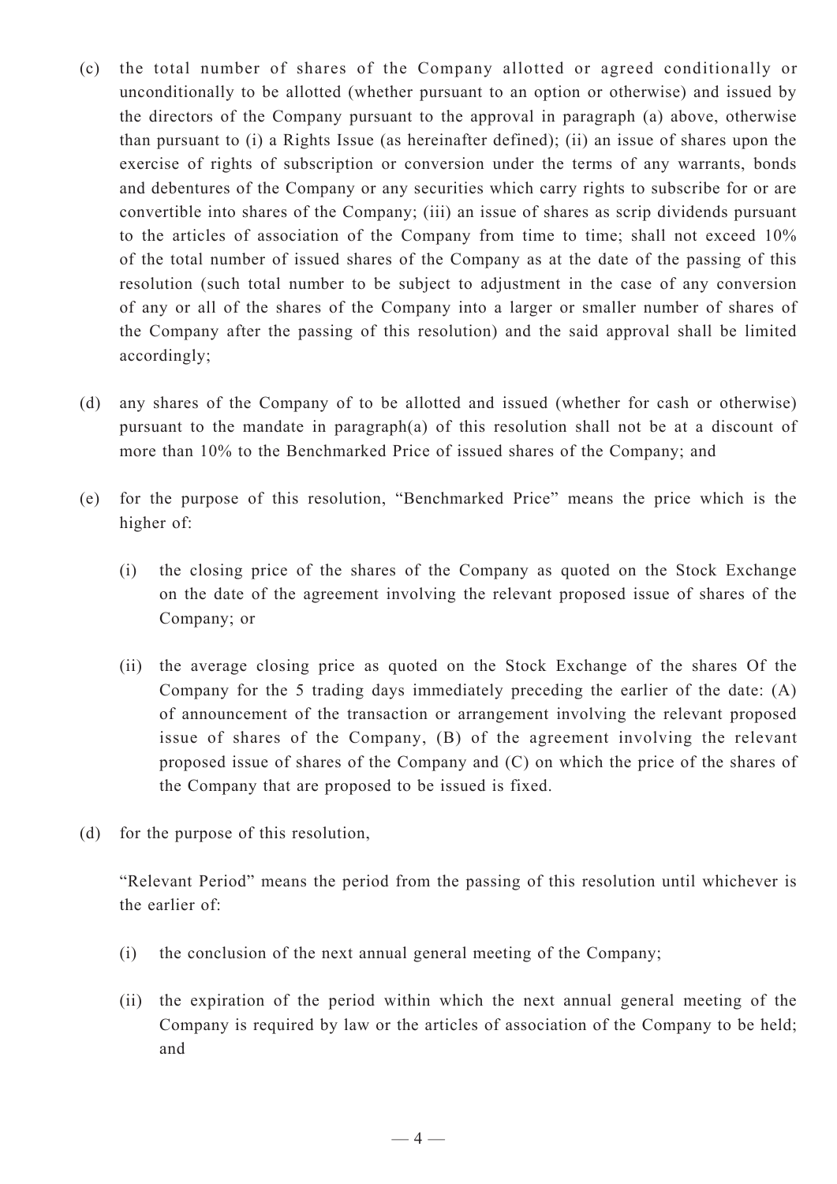(c) the total number of shares of the Company allotted or agreed conditionally or unconditionally to be allotted (whether pursuant to an option or otherwise) and issued by the directors of the Company pursuant to the approval in paragraph (a) above, otherwise than pursuant to (i) a Rights Issue (as hereinafter defined); (ii) an issue of shares upon the exercise of rights of subscription or conversion under the terms of any warrants, bonds and debentures of the Company or any securities which carry rights to subscribe for or are convertible into shares of the Company; (iii) an issue of shares as scrip dividends pursuant to the articles of association of the Company from time to time; shall not exceed 10% of the total number of issued shares of the Company as at the date of the passing of this resolution (such total number to be subject to adjustment in the case of any conversion of any or all of the shares of the Company into a larger or smaller number of shares of the Company after the passing of this resolution) and the said approval shall be limited accordingly;

(d) any shares of the Company of to be allotted and issued (whether for cash or otherwise) pursuant to the mandate in paragraph(a) of this resolution shall not be at a discount of more than 10% to the Benchmarked Price of issued shares of the Company; and

(e) for the purpose of this resolution, "Benchmarked Price" means the price which is the higher of:

(i) the closing price of the shares of the Company as quoted on the Stock Exchange on the date of the agreement involving the relevant proposed issue of shares of the Company; or

(ii) the average closing price as quoted on the Stock Exchange of the shares Of the Company for the 5 trading days immediately preceding the earlier of the date: (A) of announcement of the transaction or arrangement involving the relevant proposed issue of shares of the Company, (B) of the agreement involving the relevant proposed issue of shares of the Company and (C) on which the price of the shares of the Company that are proposed to be issued is fixed.

(d) for the purpose of this resolution,

"Relevant Period" means the period from the passing of this resolution until whichever is the earlier of:

(i) the conclusion of the next annual general meeting of the Company;

(ii) the expiration of the period within which the next annual general meeting of the Company is required by law or the articles of association of the Company to be held; and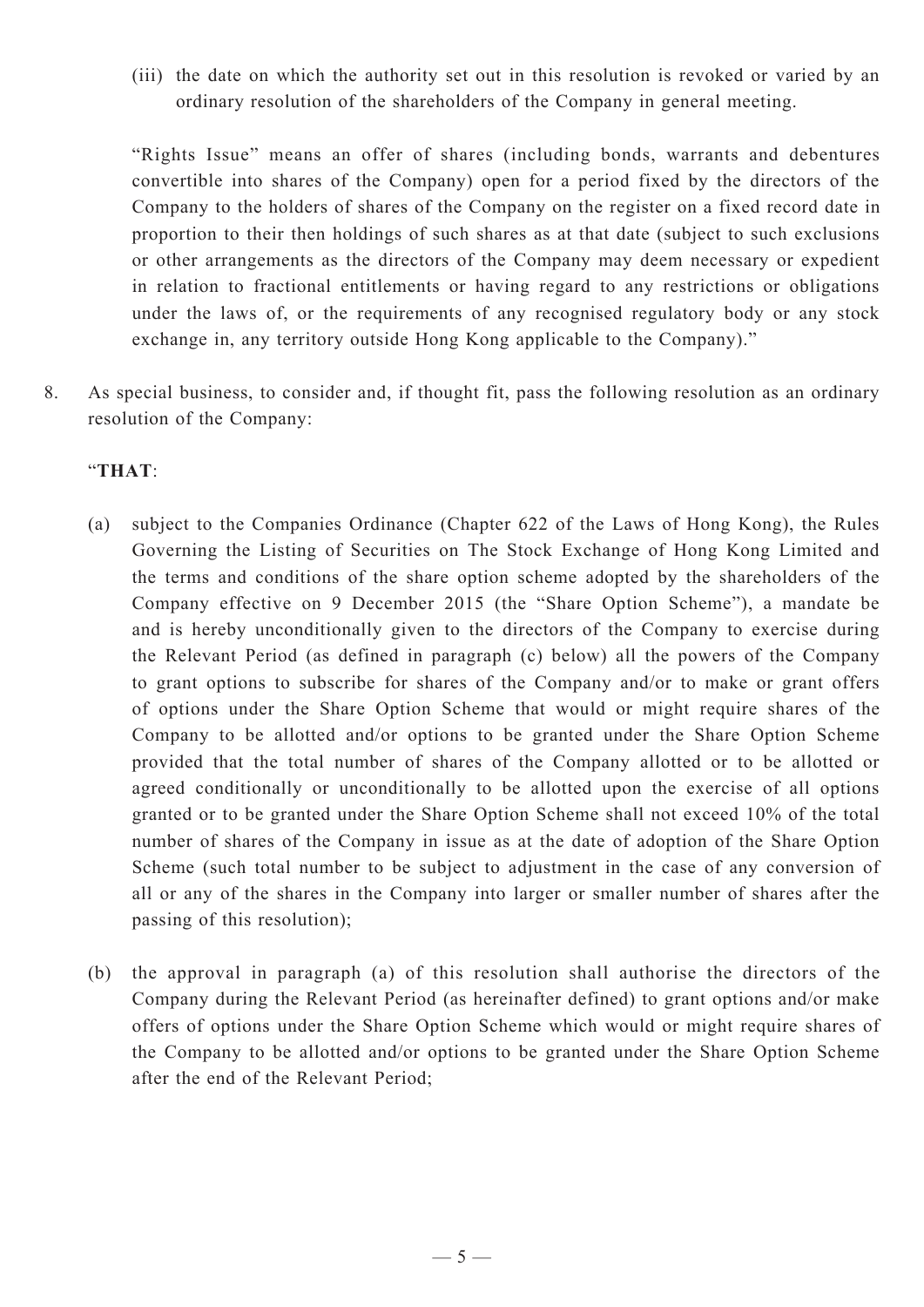(iii) the date on which the authority set out in this resolution is revoked or varied by an ordinary resolution of the shareholders of the Company in general meeting.

"Rights Issue" means an offer of shares (including bonds, warrants and debentures convertible into shares of the Company) open for a period fixed by the directors of the Company to the holders of shares of the Company on the register on a fixed record date in proportion to their then holdings of such shares as at that date (subject to such exclusions or other arrangements as the directors of the Company may deem necessary or expedient in relation to fractional entitlements or having regard to any restrictions or obligations under the laws of, or the requirements of any recognised regulatory body or any stock exchange in, any territory outside Hong Kong applicable to the Company)."

8. As special business, to consider and, if thought fit, pass the following resolution as an ordinary resolution of the Company:

"**THAT**:

(a) subject to the Companies Ordinance (Chapter 622 of the Laws of Hong Kong), the Rules Governing the Listing of Securities on The Stock Exchange of Hong Kong Limited and the terms and conditions of the share option scheme adopted by the shareholders of the Company effective on 9 December 2015 (the "Share Option Scheme"), a mandate be and is hereby unconditionally given to the directors of the Company to exercise during the Relevant Period (as defined in paragraph (c) below) all the powers of the Company to grant options to subscribe for shares of the Company and/or to make or grant offers of options under the Share Option Scheme that would or might require shares of the Company to be allotted and/or options to be granted under the Share Option Scheme provided that the total number of shares of the Company allotted or to be allotted or agreed conditionally or unconditionally to be allotted upon the exercise of all options granted or to be granted under the Share Option Scheme shall not exceed 10% of the total number of shares of the Company in issue as at the date of adoption of the Share Option Scheme (such total number to be subject to adjustment in the case of any conversion of all or any of the shares in the Company into larger or smaller number of shares after the passing of this resolution);

(b) the approval in paragraph (a) of this resolution shall authorise the directors of the Company during the Relevant Period (as hereinafter defined) to grant options and/or make offers of options under the Share Option Scheme which would or might require shares of the Company to be allotted and/or options to be granted under the Share Option Scheme after the end of the Relevant Period;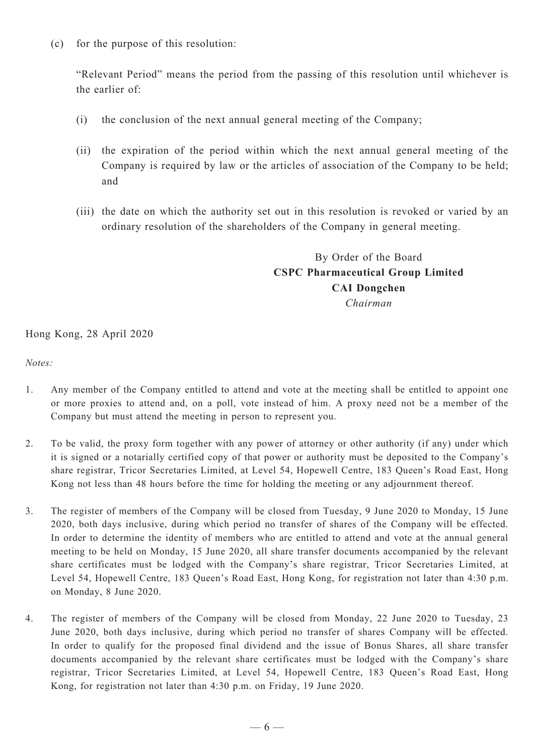(c) for the purpose of this resolution:

"Relevant Period" means the period from the passing of this resolution until whichever is the earlier of:

(i) the conclusion of the next annual general meeting of the Company;

(ii) the expiration of the period within which the next annual general meeting of the Company is required by law or the articles of association of the Company to be held; and

(iii) the date on which the authority set out in this resolution is revoked or varied by an ordinary resolution of the shareholders of the Company in general meeting.

By Order of the Board
**CSPC Pharmaceutical Group Limited**
**CAI Dongchen**
*Chairman*

Hong Kong, 28 April 2020

*Notes:*

1. Any member of the Company entitled to attend and vote at the meeting shall be entitled to appoint one or more proxies to attend and, on a poll, vote instead of him. A proxy need not be a member of the Company but must attend the meeting in person to represent you.

2. To be valid, the proxy form together with any power of attorney or other authority (if any) under which it is signed or a notarially certified copy of that power or authority must be deposited to the Company's share registrar, Tricor Secretaries Limited, at Level 54, Hopewell Centre, 183 Queen's Road East, Hong Kong not less than 48 hours before the time for holding the meeting or any adjournment thereof.

3. The register of members of the Company will be closed from Tuesday, 9 June 2020 to Monday, 15 June 2020, both days inclusive, during which period no transfer of shares of the Company will be effected. In order to determine the identity of members who are entitled to attend and vote at the annual general meeting to be held on Monday, 15 June 2020, all share transfer documents accompanied by the relevant share certificates must be lodged with the Company's share registrar, Tricor Secretaries Limited, at Level 54, Hopewell Centre, 183 Queen's Road East, Hong Kong, for registration not later than 4:30 p.m. on Monday, 8 June 2020.

4. The register of members of the Company will be closed from Monday, 22 June 2020 to Tuesday, 23 June 2020, both days inclusive, during which period no transfer of shares Company will be effected. In order to qualify for the proposed final dividend and the issue of Bonus Shares, all share transfer documents accompanied by the relevant share certificates must be lodged with the Company's share registrar, Tricor Secretaries Limited, at Level 54, Hopewell Centre, 183 Queen's Road East, Hong Kong, for registration not later than 4:30 p.m. on Friday, 19 June 2020.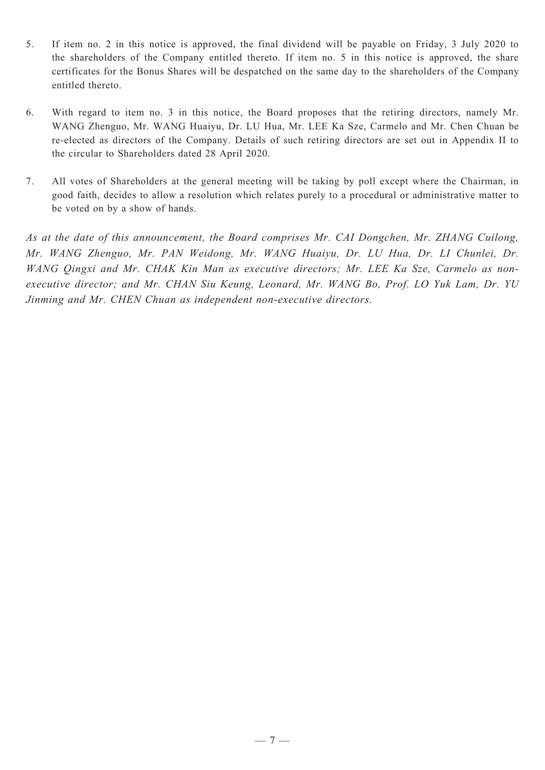5. If item no. 2 in this notice is approved, the final dividend will be payable on Friday, 3 July 2020 to the shareholders of the Company entitled thereto. If item no. 5 in this notice is approved, the share certificates for the Bonus Shares will be despatched on the same day to the shareholders of the Company entitled thereto.

6. With regard to item no. 3 in this notice, the Board proposes that the retiring directors, namely Mr. WANG Zhenguo, Mr. WANG Huaiyu, Dr. LU Hua, Mr. LEE Ka Sze, Carmelo and Mr. Chen Chuan be re-elected as directors of the Company. Details of such retiring directors are set out in Appendix II to the circular to Shareholders dated 28 April 2020.

7. All votes of Shareholders at the general meeting will be taking by poll except where the Chairman, in good faith, decides to allow a resolution which relates purely to a procedural or administrative matter to be voted on by a show of hands.

*As at the date of this announcement, the Board comprises Mr. CAI Dongchen, Mr. ZHANG Cuilong, Mr. WANG Zhenguo, Mr. PAN Weidong, Mr. WANG Huaiyu, Dr. LU Hua, Dr. LI Chunlei, Dr. WANG Qingxi and Mr. CHAK Kin Man as executive directors; Mr. LEE Ka Sze, Carmelo as non-executive director; and Mr. CHAN Siu Keung, Leonard, Mr. WANG Bo, Prof. LO Yuk Lam, Dr. YU Jinming and Mr. CHEN Chuan as independent non-executive directors.*